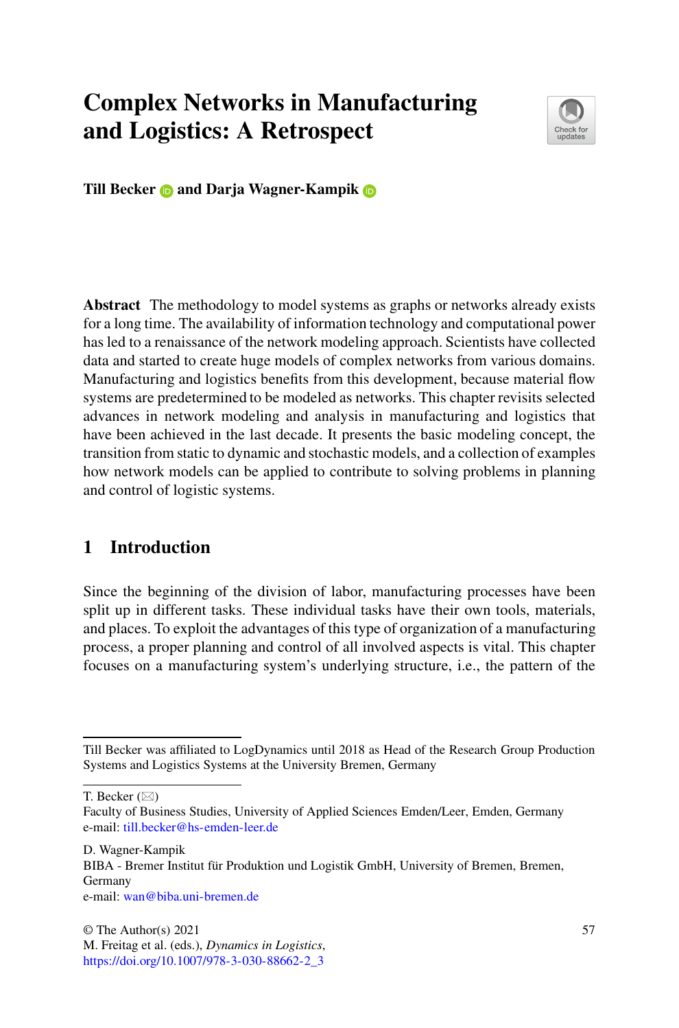# Complex Networks in Manufacturing and Logistics: A Retrospect

**Till Becker and Darja Wagner-Kampik**

**Abstract** The methodology to model systems as graphs or networks already exists for a long time. The availability of information technology and computational power has led to a renaissance of the network modeling approach. Scientists have collected data and started to create huge models of complex networks from various domains. Manufacturing and logistics benefits from this development, because material flow systems are predetermined to be modeled as networks. This chapter revisits selected advances in network modeling and analysis in manufacturing and logistics that have been achieved in the last decade. It presents the basic modeling concept, the transition from static to dynamic and stochastic models, and a collection of examples how network models can be applied to contribute to solving problems in planning and control of logistic systems.

## 1 Introduction

Since the beginning of the division of labor, manufacturing processes have been split up in different tasks. These individual tasks have their own tools, materials, and places. To exploit the advantages of this type of organization of a manufacturing process, a proper planning and control of all involved aspects is vital. This chapter focuses on a manufacturing system's underlying structure, i.e., the pattern of the

---

Till Becker was affiliated to LogDynamics until 2018 as Head of the Research Group Production Systems and Logistics Systems at the University Bremen, Germany

T. Becker (✉)
Faculty of Business Studies, University of Applied Sciences Emden/Leer, Emden, Germany
e-mail: till.becker@hs-emden-leer.de

D. Wagner-Kampik
BIBA - Bremer Institut für Produktion und Logistik GmbH, University of Bremen, Bremen, Germany
e-mail: wan@biba.uni-bremen.de

© The Author(s) 2021
M. Freitag et al. (eds.), *Dynamics in Logistics*,
https://doi.org/10.1007/978-3-030-88662-2_3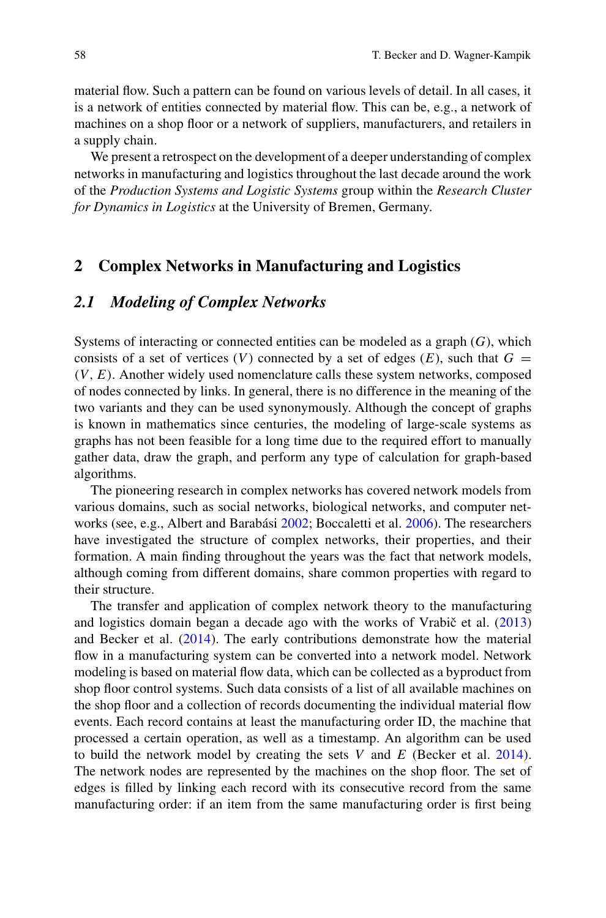material flow. Such a pattern can be found on various levels of detail. In all cases, it is a network of entities connected by material flow. This can be, e.g., a network of machines on a shop floor or a network of suppliers, manufacturers, and retailers in a supply chain.

We present a retrospect on the development of a deeper understanding of complex networks in manufacturing and logistics throughout the last decade around the work of the *Production Systems and Logistic Systems* group within the *Research Cluster for Dynamics in Logistics* at the University of Bremen, Germany.

## 2 Complex Networks in Manufacturing and Logistics

### 2.1 Modeling of Complex Networks

Systems of interacting or connected entities can be modeled as a graph ($G$), which consists of a set of vertices ($V$) connected by a set of edges ($E$), such that $G = (V, E)$. Another widely used nomenclature calls these system networks, composed of nodes connected by links. In general, there is no difference in the meaning of the two variants and they can be used synonymously. Although the concept of graphs is known in mathematics since centuries, the modeling of large-scale systems as graphs has not been feasible for a long time due to the required effort to manually gather data, draw the graph, and perform any type of calculation for graph-based algorithms.

The pioneering research in complex networks has covered network models from various domains, such as social networks, biological networks, and computer networks (see, e.g., Albert and Barabási 2002; Boccaletti et al. 2006). The researchers have investigated the structure of complex networks, their properties, and their formation. A main finding throughout the years was the fact that network models, although coming from different domains, share common properties with regard to their structure.

The transfer and application of complex network theory to the manufacturing and logistics domain began a decade ago with the works of Vrabič et al. (2013) and Becker et al. (2014). The early contributions demonstrate how the material flow in a manufacturing system can be converted into a network model. Network modeling is based on material flow data, which can be collected as a byproduct from shop floor control systems. Such data consists of a list of all available machines on the shop floor and a collection of records documenting the individual material flow events. Each record contains at least the manufacturing order ID, the machine that processed a certain operation, as well as a timestamp. An algorithm can be used to build the network model by creating the sets $V$ and $E$ (Becker et al. 2014). The network nodes are represented by the machines on the shop floor. The set of edges is filled by linking each record with its consecutive record from the same manufacturing order: if an item from the same manufacturing order is first being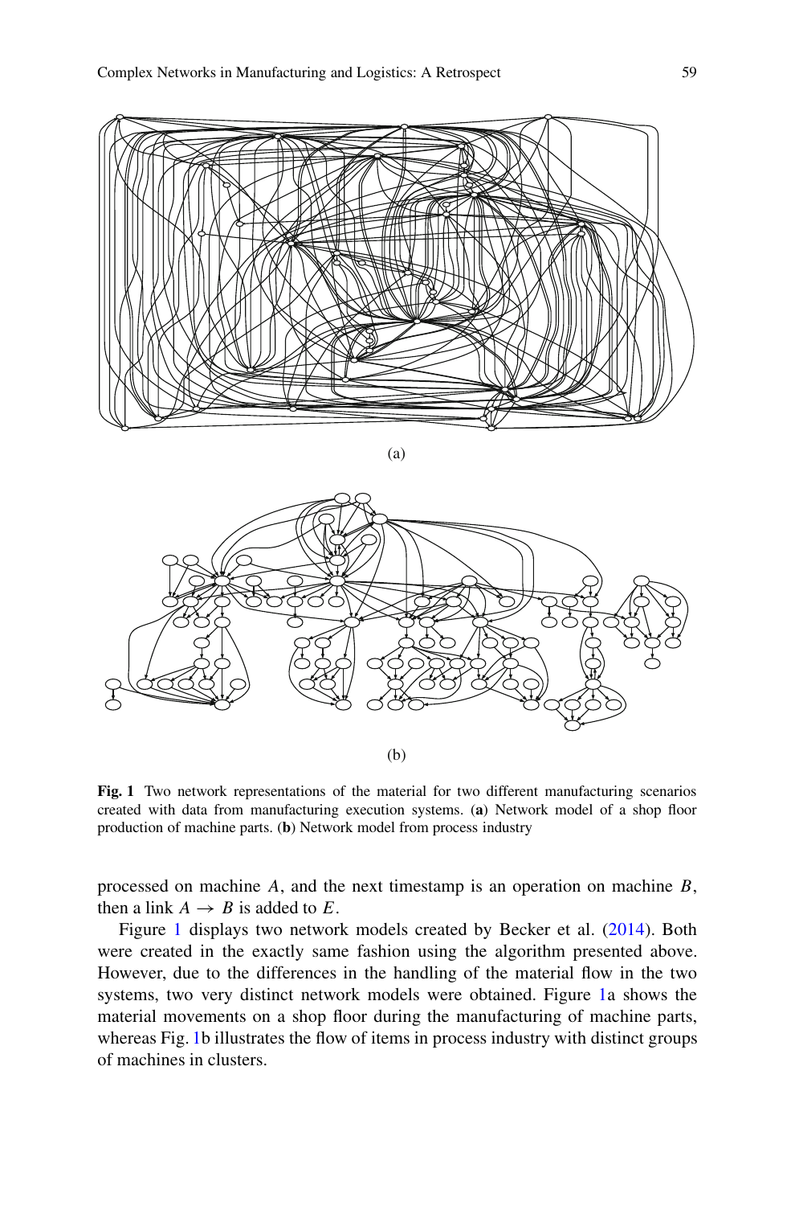(a)

(b)

**Fig. 1** Two network representations of the material for two different manufacturing scenarios created with data from manufacturing execution systems. (**a**) Network model of a shop floor production of machine parts. (**b**) Network model from process industry

processed on machine $A$, and the next timestamp is an operation on machine $B$, then a link $A \rightarrow B$ is added to $E$.

Figure 1 displays two network models created by Becker et al. (2014). Both were created in the exactly same fashion using the algorithm presented above. However, due to the differences in the handling of the material flow in the two systems, two very distinct network models were obtained. Figure 1a shows the material movements on a shop floor during the manufacturing of machine parts, whereas Fig. 1b illustrates the flow of items in process industry with distinct groups of machines in clusters.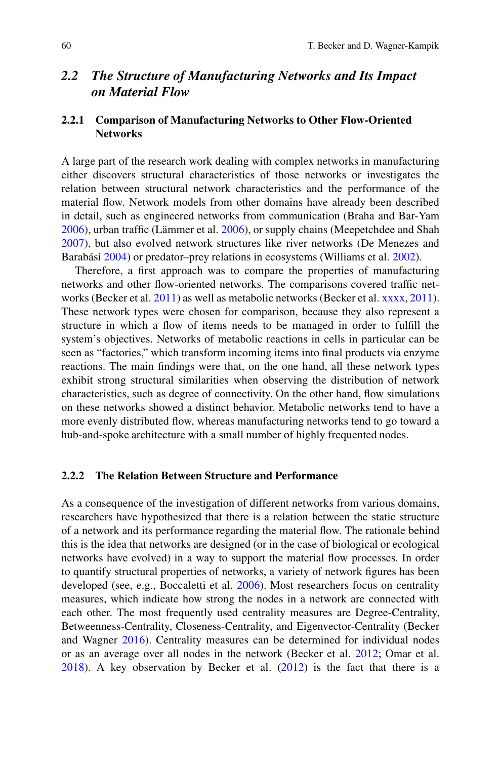## 2.2 *The Structure of Manufacturing Networks and Its Impact on Material Flow*

### 2.2.1 Comparison of Manufacturing Networks to Other Flow-Oriented Networks

A large part of the research work dealing with complex networks in manufacturing either discovers structural characteristics of those networks or investigates the relation between structural network characteristics and the performance of the material flow. Network models from other domains have already been described in detail, such as engineered networks from communication (Braha and Bar-Yam 2006), urban traffic (Lämmer et al. 2006), or supply chains (Meepetchdee and Shah 2007), but also evolved network structures like river networks (De Menezes and Barabási 2004) or predator–prey relations in ecosystems (Williams et al. 2002).

Therefore, a first approach was to compare the properties of manufacturing networks and other flow-oriented networks. The comparisons covered traffic networks (Becker et al. 2011) as well as metabolic networks (Becker et al. xxxx, 2011). These network types were chosen for comparison, because they also represent a structure in which a flow of items needs to be managed in order to fulfill the system's objectives. Networks of metabolic reactions in cells in particular can be seen as "factories," which transform incoming items into final products via enzyme reactions. The main findings were that, on the one hand, all these network types exhibit strong structural similarities when observing the distribution of network characteristics, such as degree of connectivity. On the other hand, flow simulations on these networks showed a distinct behavior. Metabolic networks tend to have a more evenly distributed flow, whereas manufacturing networks tend to go toward a hub-and-spoke architecture with a small number of highly frequented nodes.

### 2.2.2 The Relation Between Structure and Performance

As a consequence of the investigation of different networks from various domains, researchers have hypothesized that there is a relation between the static structure of a network and its performance regarding the material flow. The rationale behind this is the idea that networks are designed (or in the case of biological or ecological networks have evolved) in a way to support the material flow processes. In order to quantify structural properties of networks, a variety of network figures has been developed (see, e.g., Boccaletti et al. 2006). Most researchers focus on centrality measures, which indicate how strong the nodes in a network are connected with each other. The most frequently used centrality measures are Degree-Centrality, Betweenness-Centrality, Closeness-Centrality, and Eigenvector-Centrality (Becker and Wagner 2016). Centrality measures can be determined for individual nodes or as an average over all nodes in the network (Becker et al. 2012; Omar et al. 2018). A key observation by Becker et al. (2012) is the fact that there is a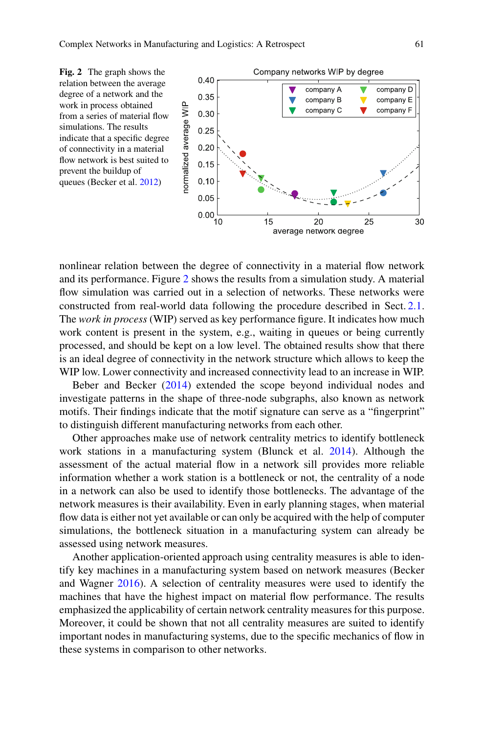**Fig. 2** The graph shows the relation between the average degree of a network and the work in process obtained from a series of material flow simulations. The results indicate that a specific degree of connectivity in a material flow network is best suited to prevent the buildup of queues (Becker et al. 2012)

nonlinear relation between the degree of connectivity in a material flow network and its performance. Figure 2 shows the results from a simulation study. A material flow simulation was carried out in a selection of networks. These networks were constructed from real-world data following the procedure described in Sect. 2.1. The *work in process* (WIP) served as key performance figure. It indicates how much work content is present in the system, e.g., waiting in queues or being currently processed, and should be kept on a low level. The obtained results show that there is an ideal degree of connectivity in the network structure which allows to keep the WIP low. Lower connectivity and increased connectivity lead to an increase in WIP.

Beber and Becker (2014) extended the scope beyond individual nodes and investigate patterns in the shape of three-node subgraphs, also known as network motifs. Their findings indicate that the motif signature can serve as a "fingerprint" to distinguish different manufacturing networks from each other.

Other approaches make use of network centrality metrics to identify bottleneck work stations in a manufacturing system (Blunck et al. 2014). Although the assessment of the actual material flow in a network sill provides more reliable information whether a work station is a bottleneck or not, the centrality of a node in a network can also be used to identify those bottlenecks. The advantage of the network measures is their availability. Even in early planning stages, when material flow data is either not yet available or can only be acquired with the help of computer simulations, the bottleneck situation in a manufacturing system can already be assessed using network measures.

Another application-oriented approach using centrality measures is able to identify key machines in a manufacturing system based on network measures (Becker and Wagner 2016). A selection of centrality measures were used to identify the machines that have the highest impact on material flow performance. The results emphasized the applicability of certain network centrality measures for this purpose. Moreover, it could be shown that not all centrality measures are suited to identify important nodes in manufacturing systems, due to the specific mechanics of flow in these systems in comparison to other networks.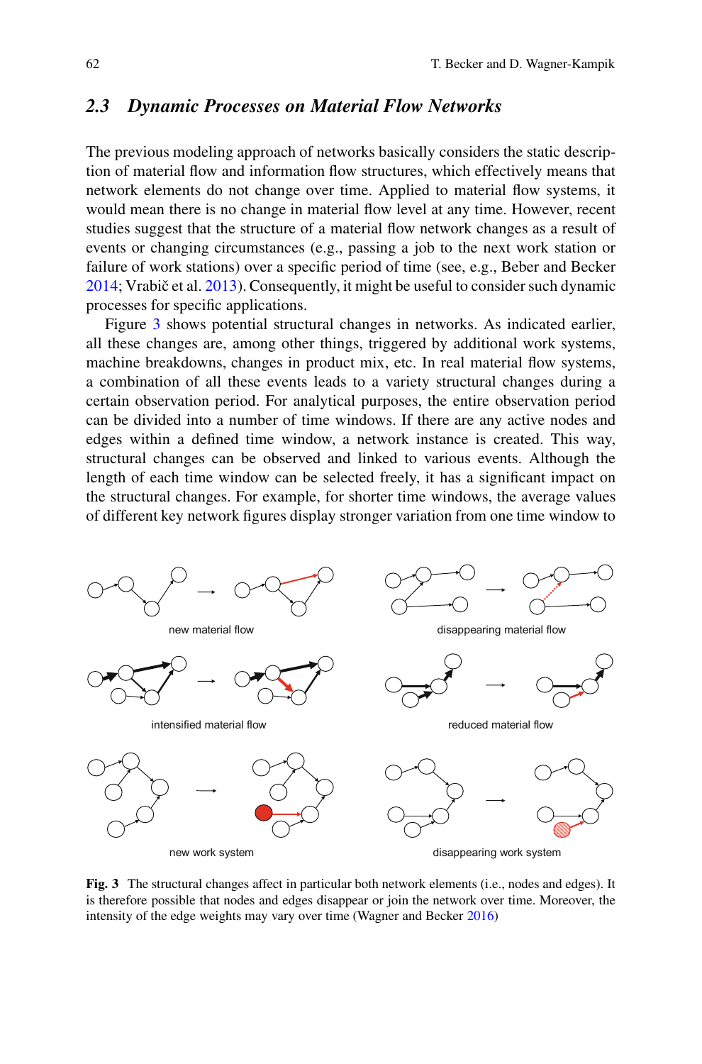## 2.3 *Dynamic Processes on Material Flow Networks*

The previous modeling approach of networks basically considers the static description of material flow and information flow structures, which effectively means that network elements do not change over time. Applied to material flow systems, it would mean there is no change in material flow level at any time. However, recent studies suggest that the structure of a material flow network changes as a result of events or changing circumstances (e.g., passing a job to the next work station or failure of work stations) over a specific period of time (see, e.g., Beber and Becker 2014; Vrabič et al. 2013). Consequently, it might be useful to consider such dynamic processes for specific applications.

Figure 3 shows potential structural changes in networks. As indicated earlier, all these changes are, among other things, triggered by additional work systems, machine breakdowns, changes in product mix, etc. In real material flow systems, a combination of all these events leads to a variety structural changes during a certain observation period. For analytical purposes, the entire observation period can be divided into a number of time windows. If there are any active nodes and edges within a defined time window, a network instance is created. This way, structural changes can be observed and linked to various events. Although the length of each time window can be selected freely, it has a significant impact on the structural changes. For example, for shorter time windows, the average values of different key network figures display stronger variation from one time window to

new material flow

disappearing material flow

intensified material flow

reduced material flow

new work system

disappearing work system

**Fig. 3** The structural changes affect in particular both network elements (i.e., nodes and edges). It is therefore possible that nodes and edges disappear or join the network over time. Moreover, the intensity of the edge weights may vary over time (Wagner and Becker 2016)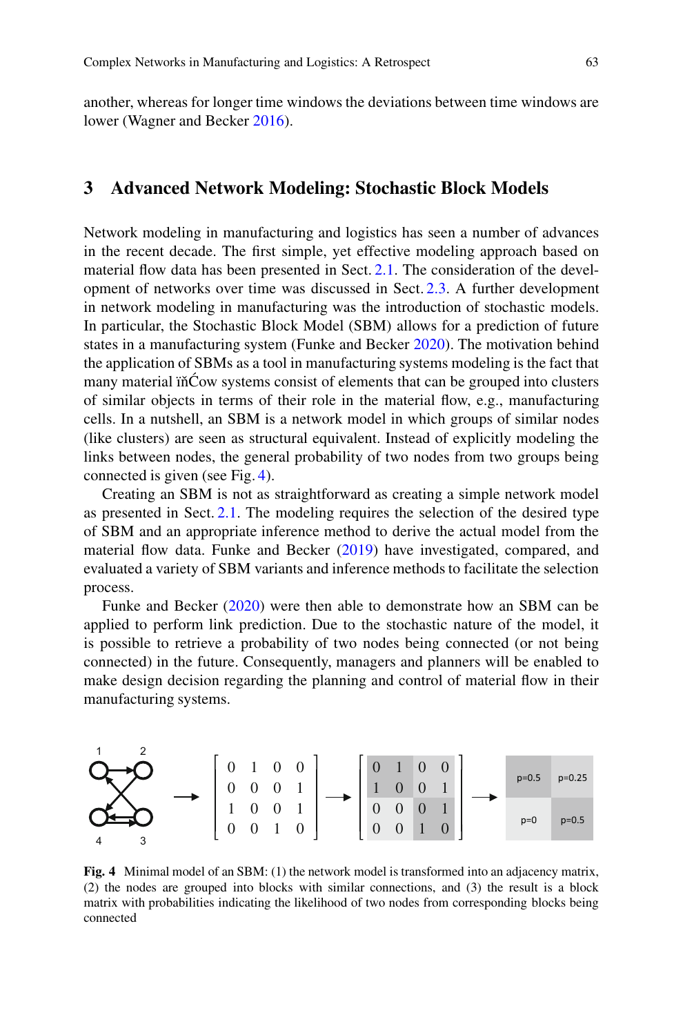another, whereas for longer time windows the deviations between time windows are lower (Wagner and Becker 2016).

## 3 Advanced Network Modeling: Stochastic Block Models

Network modeling in manufacturing and logistics has seen a number of advances in the recent decade. The first simple, yet effective modeling approach based on material flow data has been presented in Sect. 2.1. The consideration of the development of networks over time was discussed in Sect. 2.3. A further development in network modeling in manufacturing was the introduction of stochastic models. In particular, the Stochastic Block Model (SBM) allows for a prediction of future states in a manufacturing system (Funke and Becker 2020). The motivation behind the application of SBMs as a tool in manufacturing systems modeling is the fact that many material ïňĆow systems consist of elements that can be grouped into clusters of similar objects in terms of their role in the material flow, e.g., manufacturing cells. In a nutshell, an SBM is a network model in which groups of similar nodes (like clusters) are seen as structural equivalent. Instead of explicitly modeling the links between nodes, the general probability of two nodes from two groups being connected is given (see Fig. 4).

Creating an SBM is not as straightforward as creating a simple network model as presented in Sect. 2.1. The modeling requires the selection of the desired type of SBM and an appropriate inference method to derive the actual model from the material flow data. Funke and Becker (2019) have investigated, compared, and evaluated a variety of SBM variants and inference methods to facilitate the selection process.

Funke and Becker (2020) were then able to demonstrate how an SBM can be applied to perform link prediction. Due to the stochastic nature of the model, it is possible to retrieve a probability of two nodes being connected (or not being connected) in the future. Consequently, managers and planners will be enabled to make design decision regarding the planning and control of material flow in their manufacturing systems.

$$\rightarrow \begin{bmatrix} 0 & 1 & 0 & 0 \\ 0 & 0 & 0 & 1 \\ 1 & 0 & 0 & 1 \\ 0 & 0 & 1 & 0 \end{bmatrix} \rightarrow \begin{bmatrix} 0 & 1 & 0 & 0 \\ 1 & 0 & 0 & 1 \\ 0 & 0 & 0 & 1 \\ 0 & 0 & 1 & 0 \end{bmatrix} \rightarrow$$

| p=0.5 | p=0.25 |
|---|---|
| p=0 | p=0.5 |

**Fig. 4** Minimal model of an SBM: (1) the network model is transformed into an adjacency matrix, (2) the nodes are grouped into blocks with similar connections, and (3) the result is a block matrix with probabilities indicating the likelihood of two nodes from corresponding blocks being connected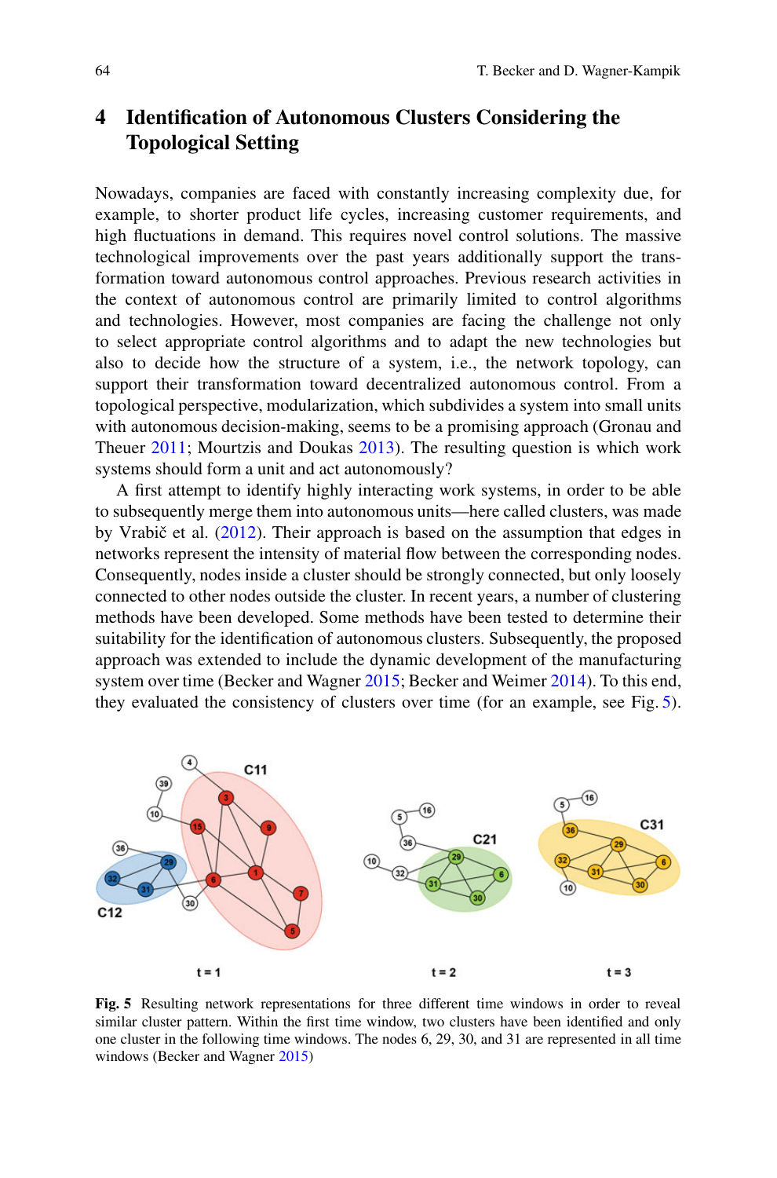## 4 Identification of Autonomous Clusters Considering the Topological Setting

Nowadays, companies are faced with constantly increasing complexity due, for example, to shorter product life cycles, increasing customer requirements, and high fluctuations in demand. This requires novel control solutions. The massive technological improvements over the past years additionally support the transformation toward autonomous control approaches. Previous research activities in the context of autonomous control are primarily limited to control algorithms and technologies. However, most companies are facing the challenge not only to select appropriate control algorithms and to adapt the new technologies but also to decide how the structure of a system, i.e., the network topology, can support their transformation toward decentralized autonomous control. From a topological perspective, modularization, which subdivides a system into small units with autonomous decision-making, seems to be a promising approach (Gronau and Theuer 2011; Mourtzis and Doukas 2013). The resulting question is which work systems should form a unit and act autonomously?

A first attempt to identify highly interacting work systems, in order to be able to subsequently merge them into autonomous units—here called clusters, was made by Vrabič et al. (2012). Their approach is based on the assumption that edges in networks represent the intensity of material flow between the corresponding nodes. Consequently, nodes inside a cluster should be strongly connected, but only loosely connected to other nodes outside the cluster. In recent years, a number of clustering methods have been developed. Some methods have been tested to determine their suitability for the identification of autonomous clusters. Subsequently, the proposed approach was extended to include the dynamic development of the manufacturing system over time (Becker and Wagner 2015; Becker and Weimer 2014). To this end, they evaluated the consistency of clusters over time (for an example, see Fig. 5).

**Fig. 5** Resulting network representations for three different time windows in order to reveal similar cluster pattern. Within the first time window, two clusters have been identified and only one cluster in the following time windows. The nodes 6, 29, 30, and 31 are represented in all time windows (Becker and Wagner 2015)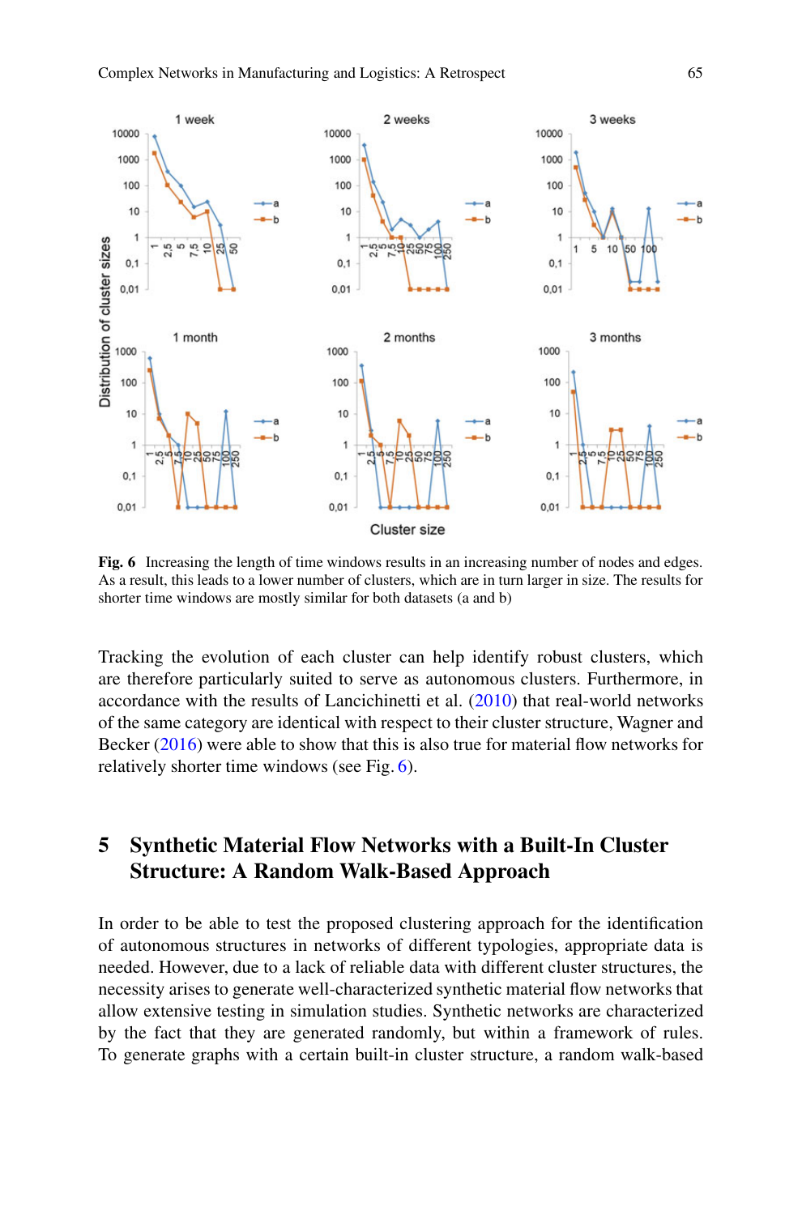**Fig. 6** Increasing the length of time windows results in an increasing number of nodes and edges. As a result, this leads to a lower number of clusters, which are in turn larger in size. The results for shorter time windows are mostly similar for both datasets (a and b)

Tracking the evolution of each cluster can help identify robust clusters, which are therefore particularly suited to serve as autonomous clusters. Furthermore, in accordance with the results of Lancichinetti et al. (2010) that real-world networks of the same category are identical with respect to their cluster structure, Wagner and Becker (2016) were able to show that this is also true for material flow networks for relatively shorter time windows (see Fig. 6).

## 5 Synthetic Material Flow Networks with a Built-In Cluster Structure: A Random Walk-Based Approach

In order to be able to test the proposed clustering approach for the identification of autonomous structures in networks of different typologies, appropriate data is needed. However, due to a lack of reliable data with different cluster structures, the necessity arises to generate well-characterized synthetic material flow networks that allow extensive testing in simulation studies. Synthetic networks are characterized by the fact that they are generated randomly, but within a framework of rules. To generate graphs with a certain built-in cluster structure, a random walk-based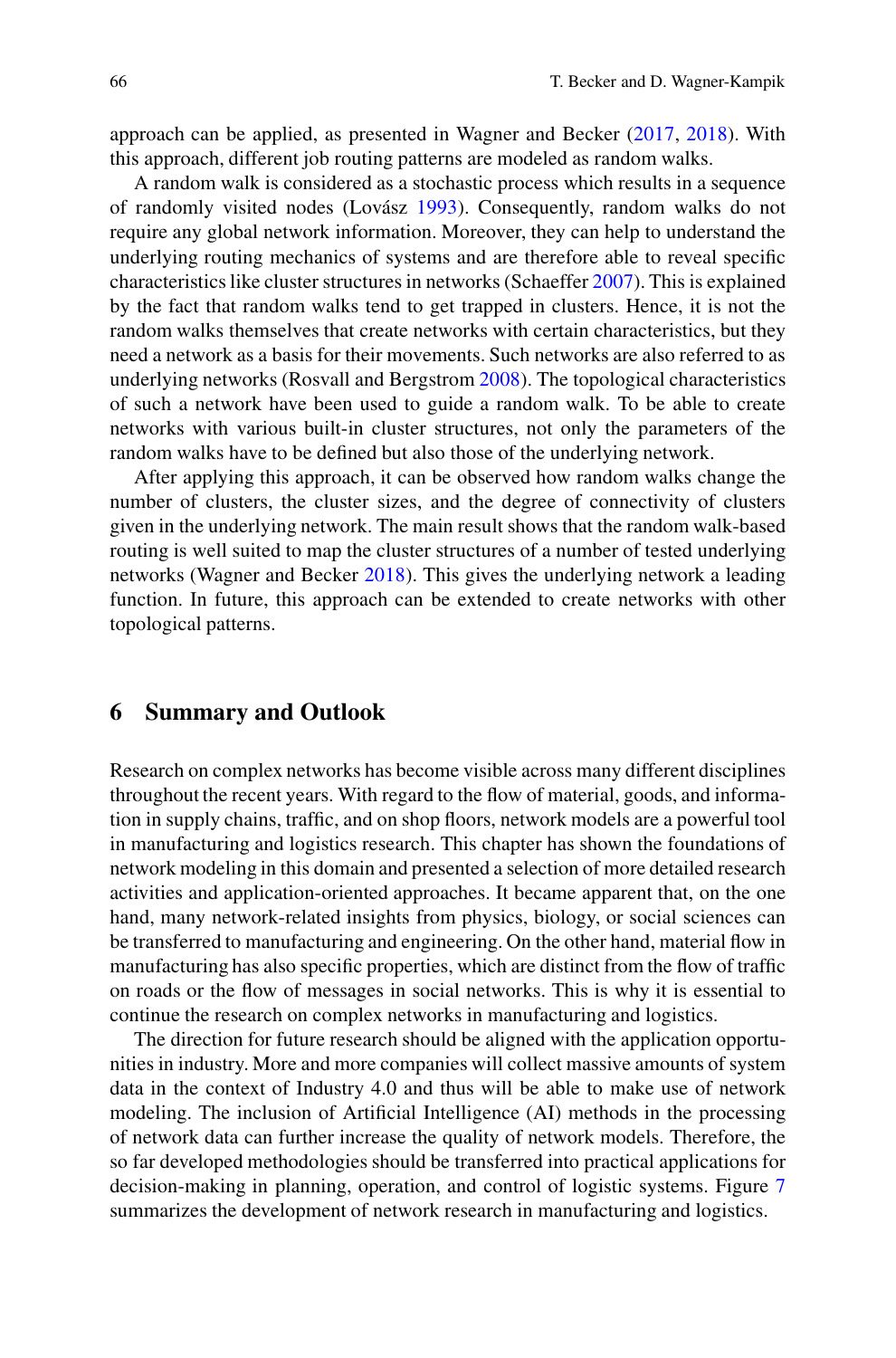approach can be applied, as presented in Wagner and Becker (2017, 2018). With this approach, different job routing patterns are modeled as random walks.

A random walk is considered as a stochastic process which results in a sequence of randomly visited nodes (Lovász 1993). Consequently, random walks do not require any global network information. Moreover, they can help to understand the underlying routing mechanics of systems and are therefore able to reveal specific characteristics like cluster structures in networks (Schaeffer 2007). This is explained by the fact that random walks tend to get trapped in clusters. Hence, it is not the random walks themselves that create networks with certain characteristics, but they need a network as a basis for their movements. Such networks are also referred to as underlying networks (Rosvall and Bergstrom 2008). The topological characteristics of such a network have been used to guide a random walk. To be able to create networks with various built-in cluster structures, not only the parameters of the random walks have to be defined but also those of the underlying network.

After applying this approach, it can be observed how random walks change the number of clusters, the cluster sizes, and the degree of connectivity of clusters given in the underlying network. The main result shows that the random walk-based routing is well suited to map the cluster structures of a number of tested underlying networks (Wagner and Becker 2018). This gives the underlying network a leading function. In future, this approach can be extended to create networks with other topological patterns.

## 6 Summary and Outlook

Research on complex networks has become visible across many different disciplines throughout the recent years. With regard to the flow of material, goods, and information in supply chains, traffic, and on shop floors, network models are a powerful tool in manufacturing and logistics research. This chapter has shown the foundations of network modeling in this domain and presented a selection of more detailed research activities and application-oriented approaches. It became apparent that, on the one hand, many network-related insights from physics, biology, or social sciences can be transferred to manufacturing and engineering. On the other hand, material flow in manufacturing has also specific properties, which are distinct from the flow of traffic on roads or the flow of messages in social networks. This is why it is essential to continue the research on complex networks in manufacturing and logistics.

The direction for future research should be aligned with the application opportunities in industry. More and more companies will collect massive amounts of system data in the context of Industry 4.0 and thus will be able to make use of network modeling. The inclusion of Artificial Intelligence (AI) methods in the processing of network data can further increase the quality of network models. Therefore, the so far developed methodologies should be transferred into practical applications for decision-making in planning, operation, and control of logistic systems. Figure 7 summarizes the development of network research in manufacturing and logistics.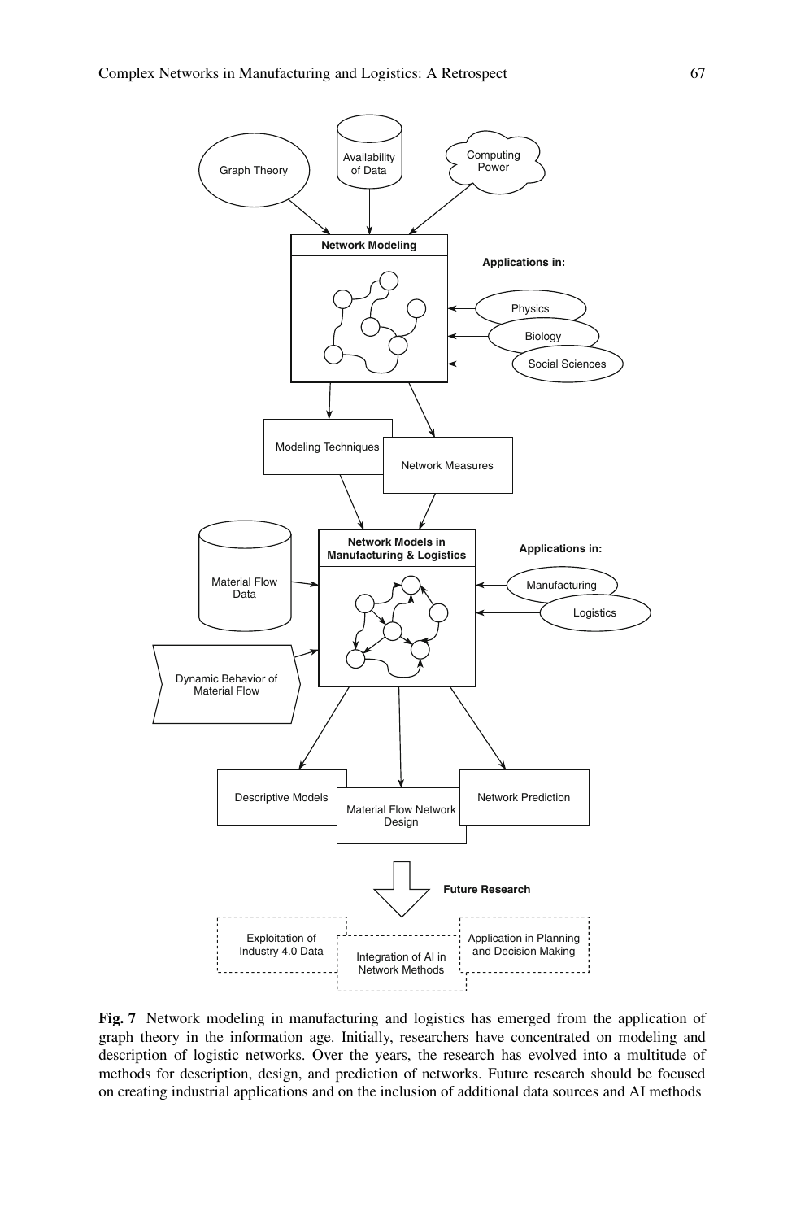**Fig. 7** Network modeling in manufacturing and logistics has emerged from the application of graph theory in the information age. Initially, researchers have concentrated on modeling and description of logistic networks. Over the years, the research has evolved into a multitude of methods for description, design, and prediction of networks. Future research should be focused on creating industrial applications and on the inclusion of additional data sources and AI methods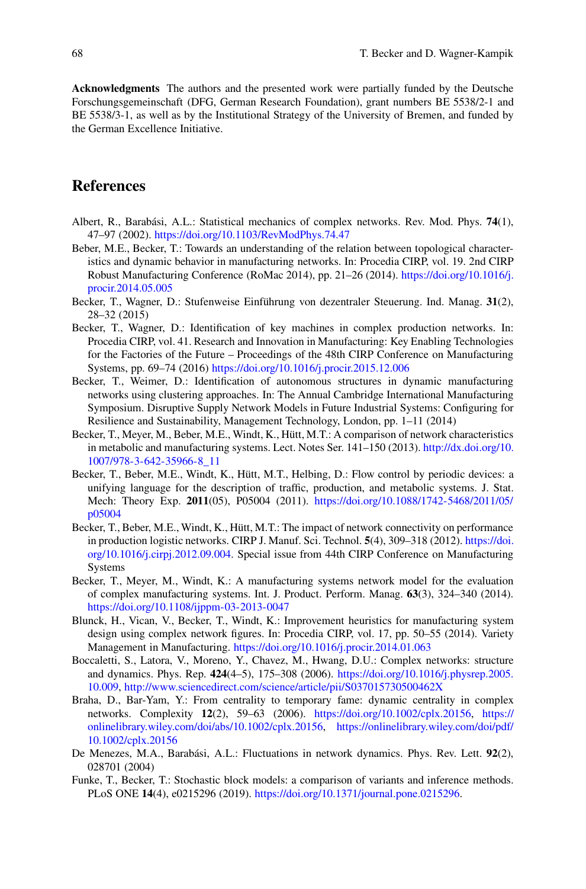**Acknowledgments** The authors and the presented work were partially funded by the Deutsche Forschungsgemeinschaft (DFG, German Research Foundation), grant numbers BE 5538/2-1 and BE 5538/3-1, as well as by the Institutional Strategy of the University of Bremen, and funded by the German Excellence Initiative.

## References

Albert, R., Barabási, A.L.: Statistical mechanics of complex networks. Rev. Mod. Phys. **74**(1), 47–97 (2002). https://doi.org/10.1103/RevModPhys.74.47

Beber, M.E., Becker, T.: Towards an understanding of the relation between topological characteristics and dynamic behavior in manufacturing networks. In: Procedia CIRP, vol. 19. 2nd CIRP Robust Manufacturing Conference (RoMac 2014), pp. 21–26 (2014). https://doi.org/10.1016/j.procir.2014.05.005

Becker, T., Wagner, D.: Stufenweise Einführung von dezentraler Steuerung. Ind. Manag. **31**(2), 28–32 (2015)

Becker, T., Wagner, D.: Identification of key machines in complex production networks. In: Procedia CIRP, vol. 41. Research and Innovation in Manufacturing: Key Enabling Technologies for the Factories of the Future – Proceedings of the 48th CIRP Conference on Manufacturing Systems, pp. 69–74 (2016) https://doi.org/10.1016/j.procir.2015.12.006

Becker, T., Weimer, D.: Identification of autonomous structures in dynamic manufacturing networks using clustering approaches. In: The Annual Cambridge International Manufacturing Symposium. Disruptive Supply Network Models in Future Industrial Systems: Configuring for Resilience and Sustainability, Management Technology, London, pp. 1–11 (2014)

Becker, T., Meyer, M., Beber, M.E., Windt, K., Hütt, M.T.: A comparison of network characteristics in metabolic and manufacturing systems. Lect. Notes Ser. 141–150 (2013). http://dx.doi.org/10.1007/978-3-642-35966-8_11

Becker, T., Beber, M.E., Windt, K., Hütt, M.T., Helbing, D.: Flow control by periodic devices: a unifying language for the description of traffic, production, and metabolic systems. J. Stat. Mech: Theory Exp. **2011**(05), P05004 (2011). https://doi.org/10.1088/1742-5468/2011/05/p05004

Becker, T., Beber, M.E., Windt, K., Hütt, M.T.: The impact of network connectivity on performance in production logistic networks. CIRP J. Manuf. Sci. Technol. **5**(4), 309–318 (2012). https://doi.org/10.1016/j.cirpj.2012.09.004. Special issue from 44th CIRP Conference on Manufacturing Systems

Becker, T., Meyer, M., Windt, K.: A manufacturing systems network model for the evaluation of complex manufacturing systems. Int. J. Product. Perform. Manag. **63**(3), 324–340 (2014). https://doi.org/10.1108/ijppm-03-2013-0047

Blunck, H., Vican, V., Becker, T., Windt, K.: Improvement heuristics for manufacturing system design using complex network figures. In: Procedia CIRP, vol. 17, pp. 50–55 (2014). Variety Management in Manufacturing. https://doi.org/10.1016/j.procir.2014.01.063

Boccaletti, S., Latora, V., Moreno, Y., Chavez, M., Hwang, D.U.: Complex networks: structure and dynamics. Phys. Rep. **424**(4–5), 175–308 (2006). https://doi.org/10.1016/j.physrep.2005.10.009, http://www.sciencedirect.com/science/article/pii/S037015730500462X

Braha, D., Bar-Yam, Y.: From centrality to temporary fame: dynamic centrality in complex networks. Complexity **12**(2), 59–63 (2006). https://doi.org/10.1002/cplx.20156, https://onlinelibrary.wiley.com/doi/abs/10.1002/cplx.20156, https://onlinelibrary.wiley.com/doi/pdf/10.1002/cplx.20156

De Menezes, M.A., Barabási, A.L.: Fluctuations in network dynamics. Phys. Rev. Lett. **92**(2), 028701 (2004)

Funke, T., Becker, T.: Stochastic block models: a comparison of variants and inference methods. PLoS ONE **14**(4), e0215296 (2019). https://doi.org/10.1371/journal.pone.0215296.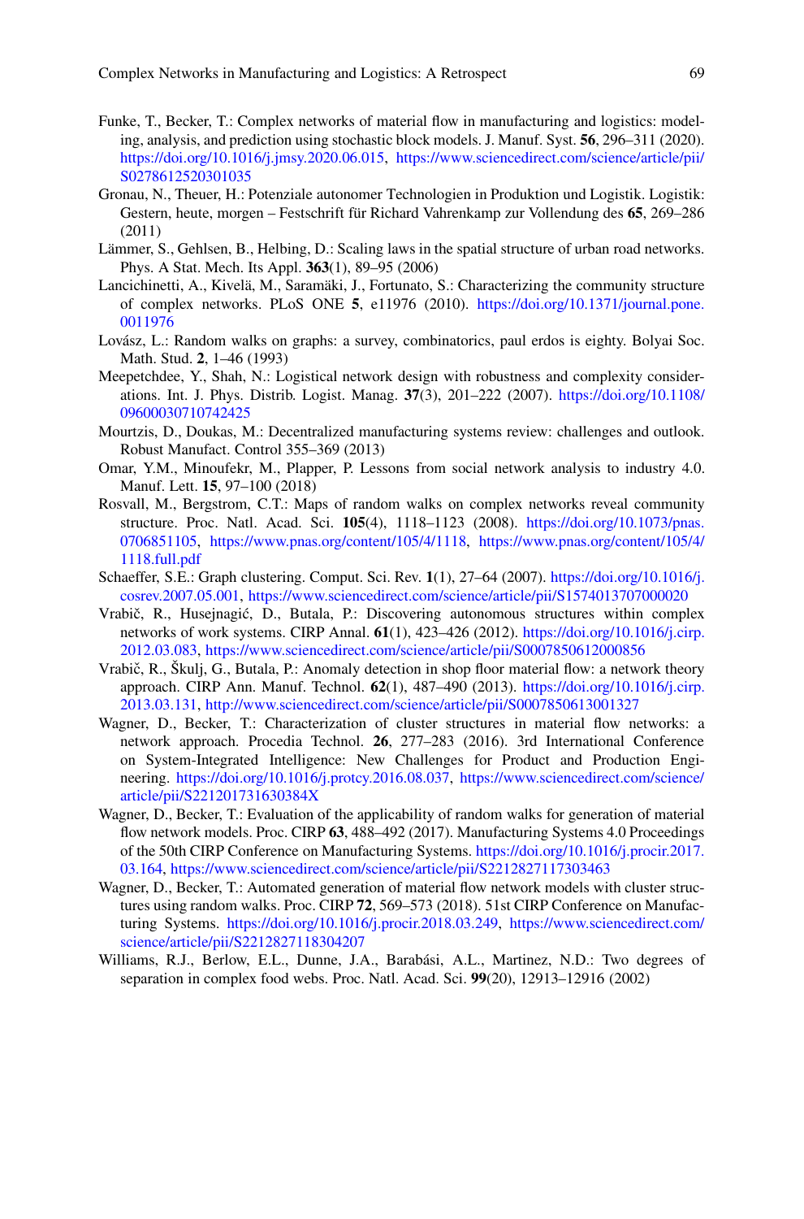Funke, T., Becker, T.: Complex networks of material flow in manufacturing and logistics: modeling, analysis, and prediction using stochastic block models. J. Manuf. Syst. **56**, 296–311 (2020). https://doi.org/10.1016/j.jmsy.2020.06.015, https://www.sciencedirect.com/science/article/pii/S0278612520301035

Gronau, N., Theuer, H.: Potenziale autonomer Technologien in Produktion und Logistik. Logistik: Gestern, heute, morgen – Festschrift für Richard Vahrenkamp zur Vollendung des **65**, 269–286 (2011)

Lämmer, S., Gehlsen, B., Helbing, D.: Scaling laws in the spatial structure of urban road networks. Phys. A Stat. Mech. Its Appl. **363**(1), 89–95 (2006)

Lancichinetti, A., Kivelä, M., Saramäki, J., Fortunato, S.: Characterizing the community structure of complex networks. PLoS ONE **5**, e11976 (2010). https://doi.org/10.1371/journal.pone.0011976

Lovász, L.: Random walks on graphs: a survey, combinatorics, paul erdos is eighty. Bolyai Soc. Math. Stud. **2**, 1–46 (1993)

Meepetchdee, Y., Shah, N.: Logistical network design with robustness and complexity considerations. Int. J. Phys. Distrib. Logist. Manag. **37**(3), 201–222 (2007). https://doi.org/10.1108/09600030710742425

Mourtzis, D., Doukas, M.: Decentralized manufacturing systems review: challenges and outlook. Robust Manufact. Control 355–369 (2013)

Omar, Y.M., Minoufekr, M., Plapper, P. Lessons from social network analysis to industry 4.0. Manuf. Lett. **15**, 97–100 (2018)

Rosvall, M., Bergstrom, C.T.: Maps of random walks on complex networks reveal community structure. Proc. Natl. Acad. Sci. **105**(4), 1118–1123 (2008). https://doi.org/10.1073/pnas.0706851105, https://www.pnas.org/content/105/4/1118, https://www.pnas.org/content/105/4/1118.full.pdf

Schaeffer, S.E.: Graph clustering. Comput. Sci. Rev. **1**(1), 27–64 (2007). https://doi.org/10.1016/j.cosrev.2007.05.001, https://www.sciencedirect.com/science/article/pii/S1574013707000020

Vrabič, R., Husejnagić, D., Butala, P.: Discovering autonomous structures within complex networks of work systems. CIRP Annal. **61**(1), 423–426 (2012). https://doi.org/10.1016/j.cirp.2012.03.083, https://www.sciencedirect.com/science/article/pii/S0007850612000856

Vrabič, R., Škulj, G., Butala, P.: Anomaly detection in shop floor material flow: a network theory approach. CIRP Ann. Manuf. Technol. **62**(1), 487–490 (2013). https://doi.org/10.1016/j.cirp.2013.03.131, http://www.sciencedirect.com/science/article/pii/S0007850613001327

Wagner, D., Becker, T.: Characterization of cluster structures in material flow networks: a network approach. Procedia Technol. **26**, 277–283 (2016). 3rd International Conference on System-Integrated Intelligence: New Challenges for Product and Production Engineering. https://doi.org/10.1016/j.protcy.2016.08.037, https://www.sciencedirect.com/science/article/pii/S221201731630384X

Wagner, D., Becker, T.: Evaluation of the applicability of random walks for generation of material flow network models. Proc. CIRP **63**, 488–492 (2017). Manufacturing Systems 4.0 Proceedings of the 50th CIRP Conference on Manufacturing Systems. https://doi.org/10.1016/j.procir.2017.03.164, https://www.sciencedirect.com/science/article/pii/S2212827117303463

Wagner, D., Becker, T.: Automated generation of material flow network models with cluster structures using random walks. Proc. CIRP **72**, 569–573 (2018). 51st CIRP Conference on Manufacturing Systems. https://doi.org/10.1016/j.procir.2018.03.249, https://www.sciencedirect.com/science/article/pii/S2212827118304207

Williams, R.J., Berlow, E.L., Dunne, J.A., Barabási, A.L., Martinez, N.D.: Two degrees of separation in complex food webs. Proc. Natl. Acad. Sci. **99**(20), 12913–12916 (2002)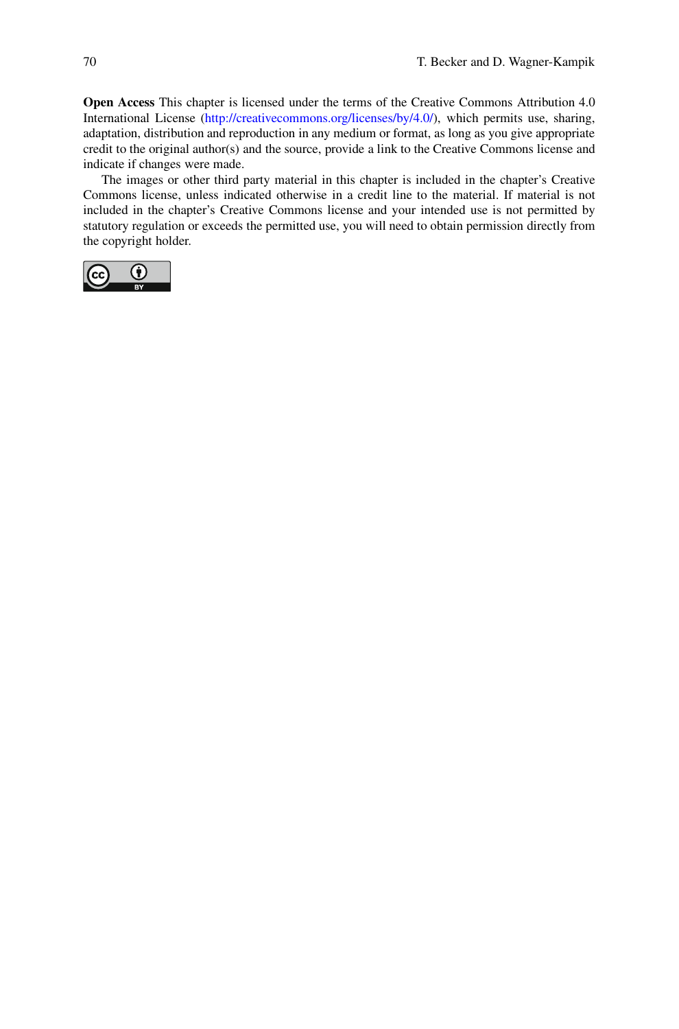**Open Access** This chapter is licensed under the terms of the Creative Commons Attribution 4.0 International License (http://creativecommons.org/licenses/by/4.0/), which permits use, sharing, adaptation, distribution and reproduction in any medium or format, as long as you give appropriate credit to the original author(s) and the source, provide a link to the Creative Commons license and indicate if changes were made.

The images or other third party material in this chapter is included in the chapter's Creative Commons license, unless indicated otherwise in a credit line to the material. If material is not included in the chapter's Creative Commons license and your intended use is not permitted by statutory regulation or exceeds the permitted use, you will need to obtain permission directly from the copyright holder.